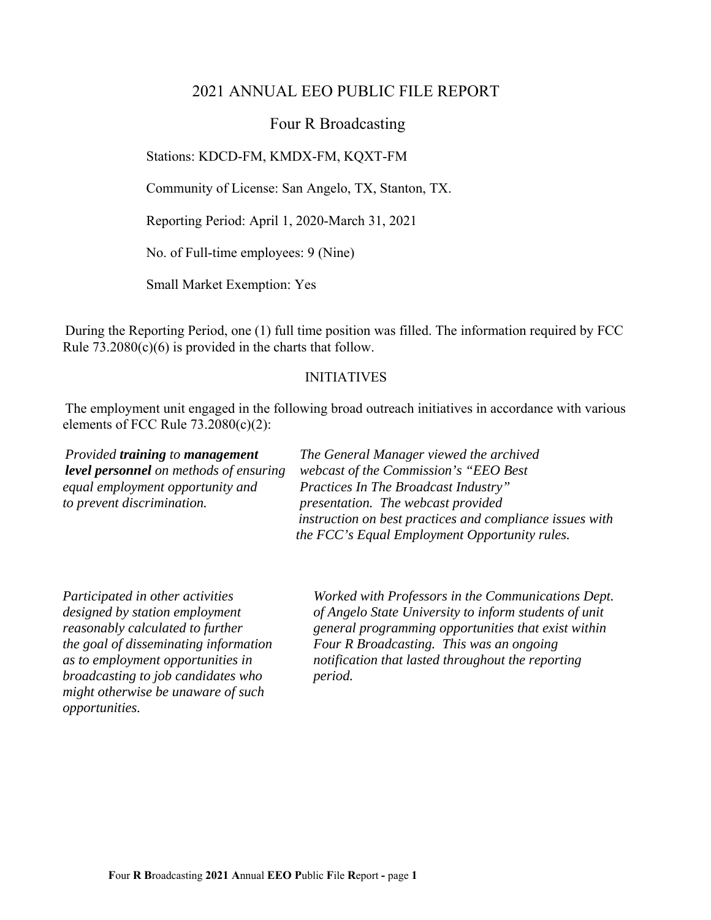# 2021 ANNUAL EEO PUBLIC FILE REPORT

## Four R Broadcasting

Stations: KDCD-FM, KMDX-FM, KQXT-FM

Community of License: San Angelo, TX, Stanton, TX.

Reporting Period: April 1, 2020-March 31, 2021

No. of Full-time employees: 9 (Nine)

Small Market Exemption: Yes

During the Reporting Period, one (1) full time position was filled. The information required by FCC Rule 73.2080(c)(6) is provided in the charts that follow.

### INITIATIVES

The employment unit engaged in the following broad outreach initiatives in accordance with various elements of FCC Rule 73.2080(c)(2):

| | |
|---|---|
| *Provided **training** to **management level personnel** on methods of ensuring equal employment opportunity and to prevent discrimination.* | *The General Manager viewed the archived webcast of the Commission's "EEO Best Practices In The Broadcast Industry" presentation. The webcast provided instruction on best practices and compliance issues with the FCC's Equal Employment Opportunity rules.* |
| *Participated in other activities designed by station employment reasonably calculated to further the goal of disseminating information as to employment opportunities in broadcasting to job candidates who might otherwise be unaware of such opportunities.* | *Worked with Professors in the Communications Dept. of Angelo State University to inform students of unit general programming opportunities that exist within Four R Broadcasting. This was an ongoing notification that lasted throughout the reporting period.* |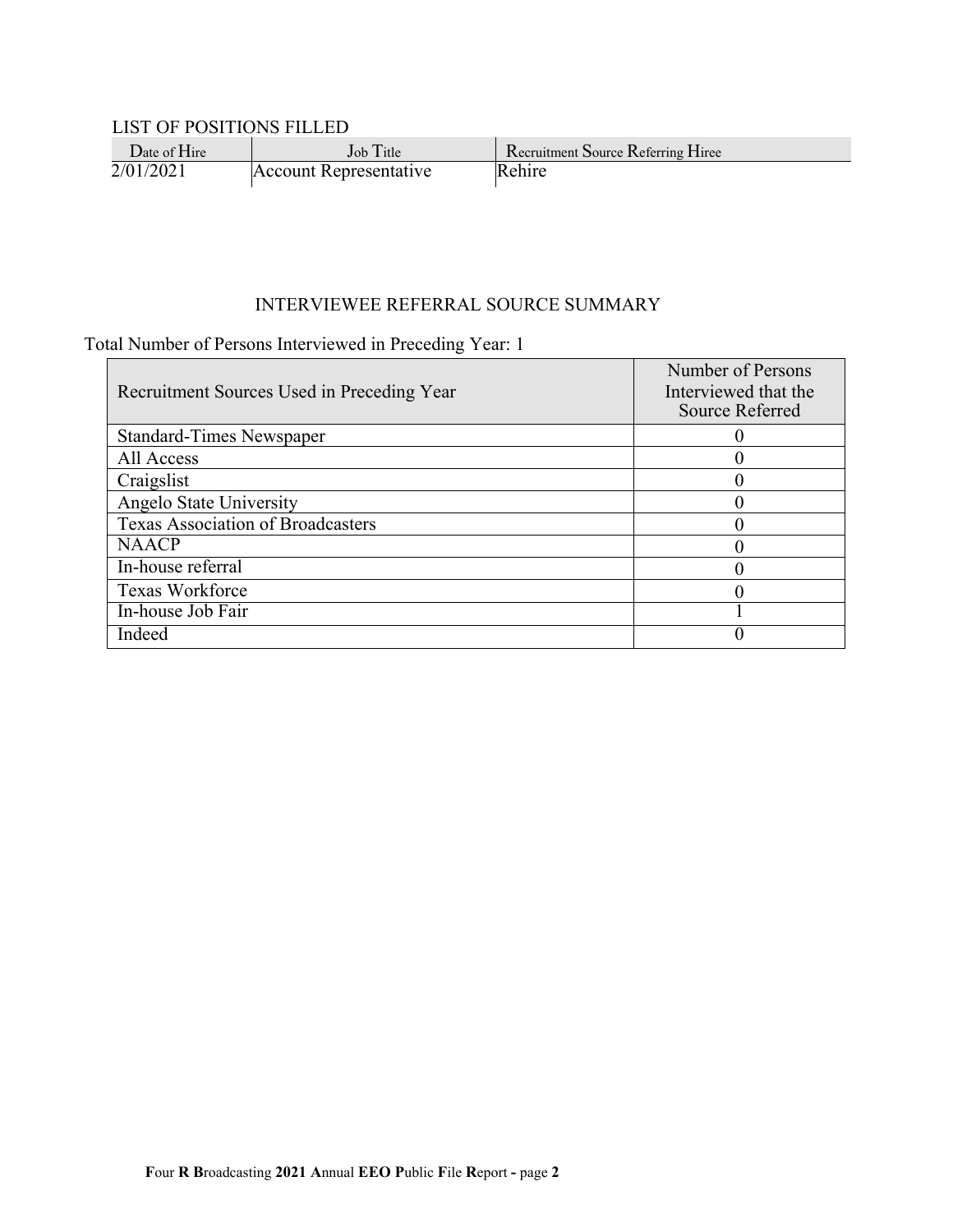LIST OF POSITIONS FILLED

| Date of Hire | Job Title | Recruitment Source Referring Hiree |
|---|---|---|
| 2/01/2021 | Account Representative | Rehire |

## INTERVIEWEE REFERRAL SOURCE SUMMARY

Total Number of Persons Interviewed in Preceding Year: 1

| Recruitment Sources Used in Preceding Year | Number of Persons Interviewed that the Source Referred |
|---|---|
| Standard-Times Newspaper | 0 |
| All Access | 0 |
| Craigslist | 0 |
| Angelo State University | 0 |
| Texas Association of Broadcasters | 0 |
| NAACP | 0 |
| In-house referral | 0 |
| Texas Workforce | 0 |
| In-house Job Fair | 1 |
| Indeed | 0 |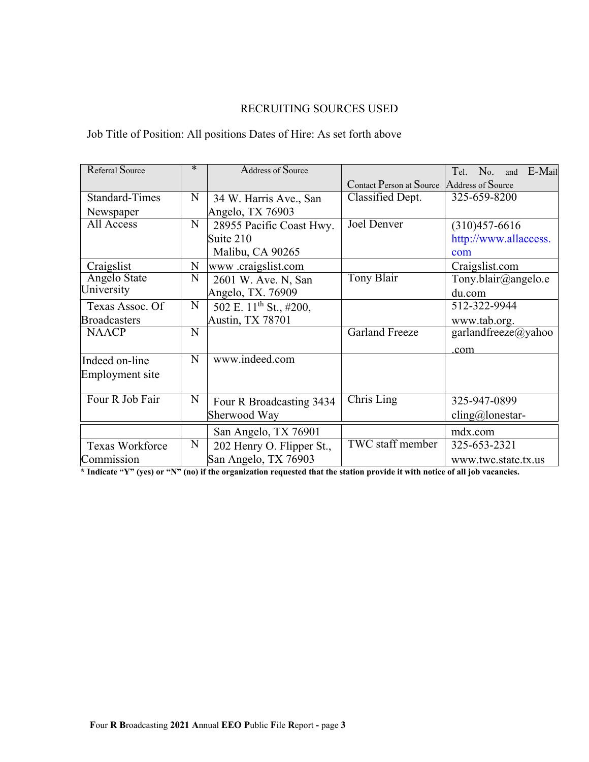# RECRUITING SOURCES USED

Job Title of Position: All positions Dates of Hire: As set forth above

| Referral Source | * | Address of Source | Contact Person at Source | Tel. No. and E-Mail Address of Source |
|---|---|---|---|---|
| Standard-Times Newspaper | N | 34 W. Harris Ave., San Angelo, TX 76903 | Classified Dept. | 325-659-8200 |
| All Access | N | 28955 Pacific Coast Hwy. Suite 210 Malibu, CA 90265 | Joel Denver | (310)457-6616 http://www.allaccess.com |
| Craigslist | N | www .craigslist.com | | Craigslist.com |
| Angelo State University | N | 2601 W. Ave. N, San Angelo, TX. 76909 | Tony Blair | Tony.blair@angelo.edu.com |
| Texas Assoc. Of Broadcasters | N | 502 E. 11th St., #200, Austin, TX 78701 | | 512-322-9944 www.tab.org. |
| NAACP | N | | Garland Freeze | garlandfreeze@yahoo.com |
| Indeed on-line Employment site | N | www.indeed.com | | |
| Four R Job Fair | N | Four R Broadcasting 3434 Sherwood Way San Angelo, TX 76901 | Chris Ling | 325-947-0899 cling@lonestar-mdx.com |
| Texas Workforce Commission | N | 202 Henry O. Flipper St., San Angelo, TX 76903 | TWC staff member | 325-653-2321 www.twc.state.tx.us |

**\* Indicate "Y" (yes) or "N" (no) if the organization requested that the station provide it with notice of all job vacancies.**